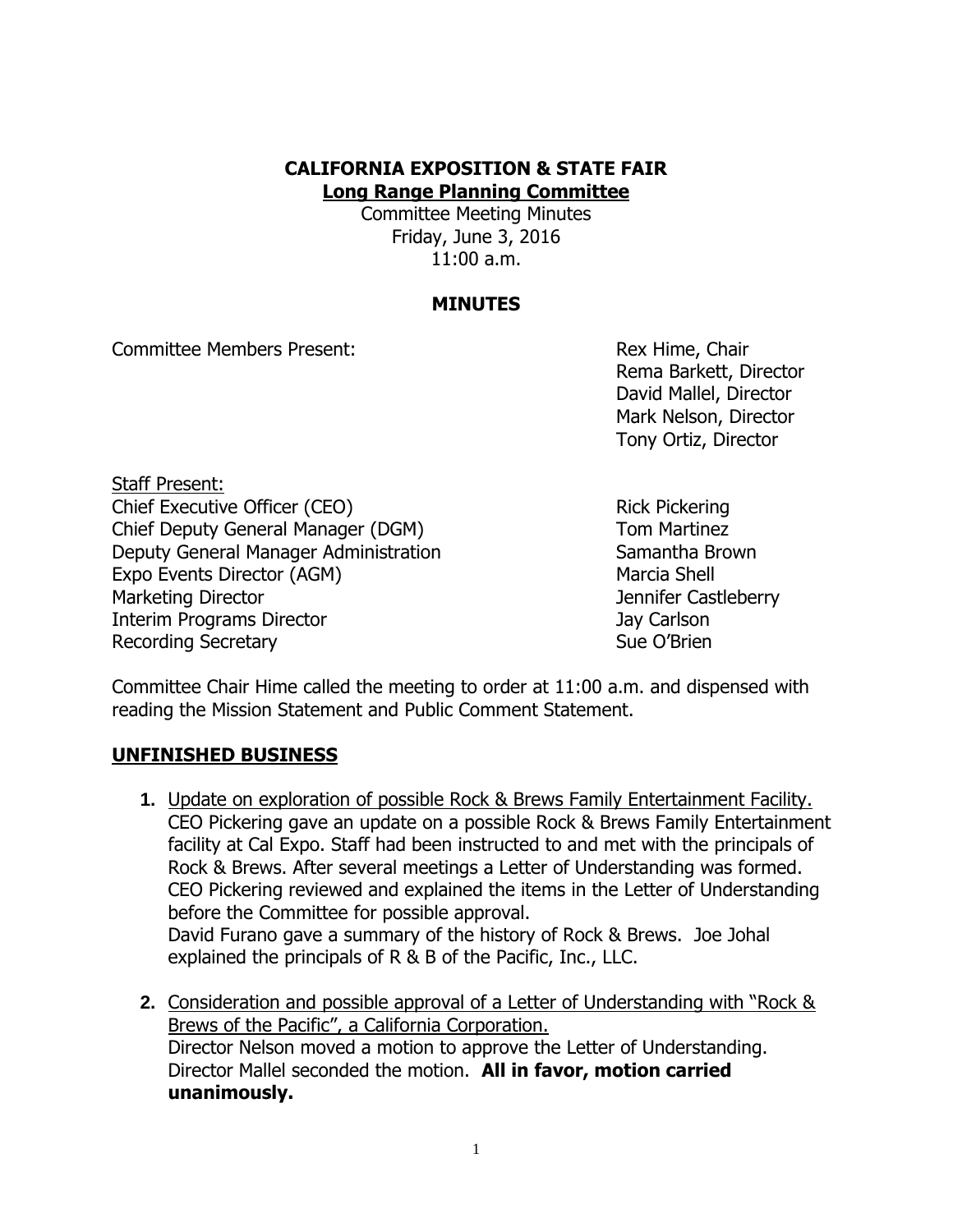# CALIFORNIA EXPOSITION & STATE FAIR

## Long Range Planning Committee

Committee Meeting Minutes
Friday, June 3, 2016
11:00 a.m.

### MINUTES

Committee Members Present:

- Rex Hime, Chair
- Rema Barkett, Director
- David Mallel, Director
- Mark Nelson, Director
- Tony Ortiz, Director

Staff Present:

| | |
|---|---|
| Chief Executive Officer (CEO) | Rick Pickering |
| Chief Deputy General Manager (DGM) | Tom Martinez |
| Deputy General Manager Administration | Samantha Brown |
| Expo Events Director (AGM) | Marcia Shell |
| Marketing Director | Jennifer Castleberry |
| Interim Programs Director | Jay Carlson |
| Recording Secretary | Sue O'Brien |

Committee Chair Hime called the meeting to order at 11:00 a.m. and dispensed with reading the Mission Statement and Public Comment Statement.

## UNFINISHED BUSINESS

1. Update on exploration of possible Rock & Brews Family Entertainment Facility.
   CEO Pickering gave an update on a possible Rock & Brews Family Entertainment facility at Cal Expo. Staff had been instructed to and met with the principals of Rock & Brews. After several meetings a Letter of Understanding was formed. CEO Pickering reviewed and explained the items in the Letter of Understanding before the Committee for possible approval.
   David Furano gave a summary of the history of Rock & Brews. Joe Johal explained the principals of R & B of the Pacific, Inc., LLC.

2. Consideration and possible approval of a Letter of Understanding with "Rock & Brews of the Pacific", a California Corporation.
   Director Nelson moved a motion to approve the Letter of Understanding. Director Mallel seconded the motion. **All in favor, motion carried unanimously.**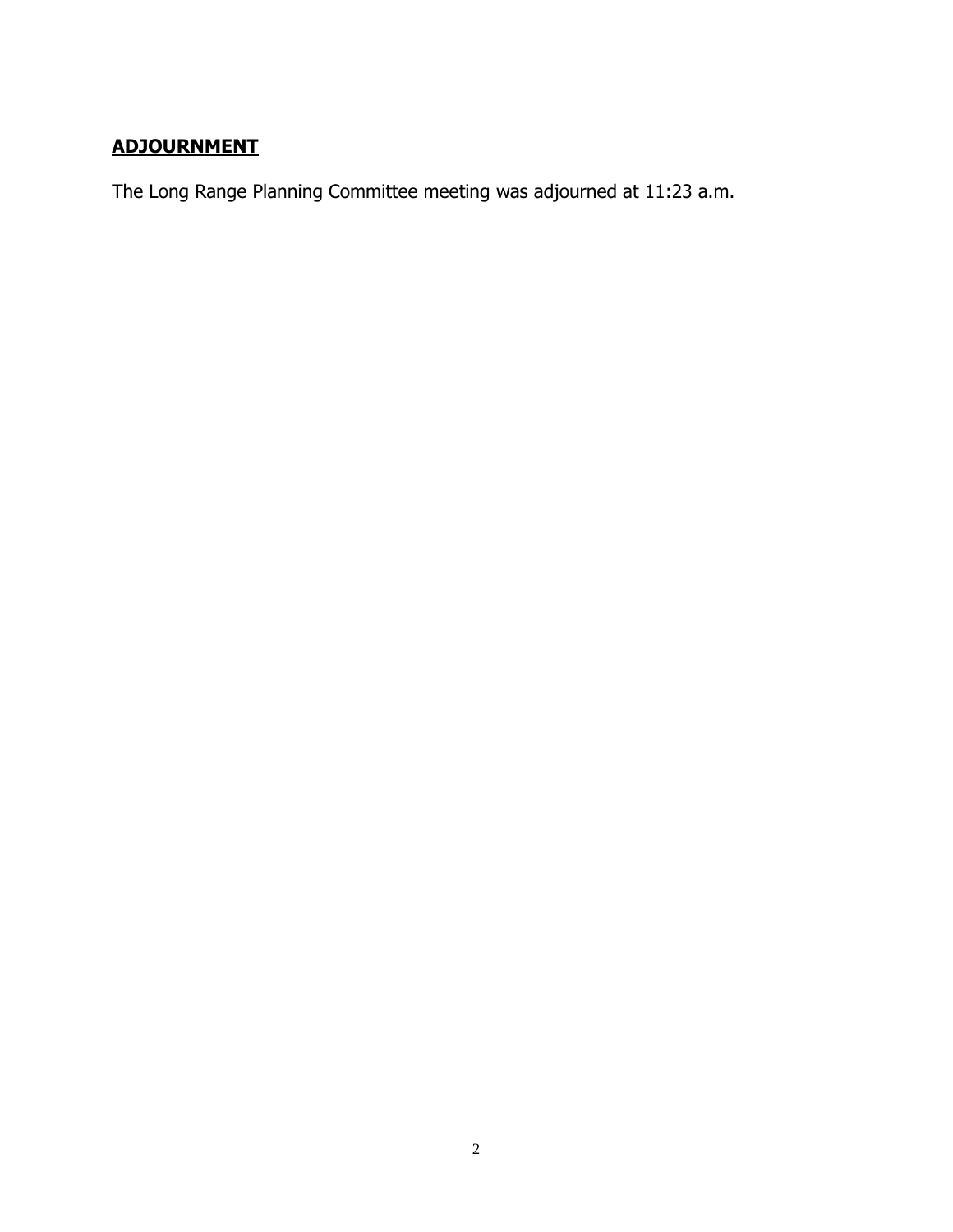## **ADJOURNMENT**

The Long Range Planning Committee meeting was adjourned at 11:23 a.m.